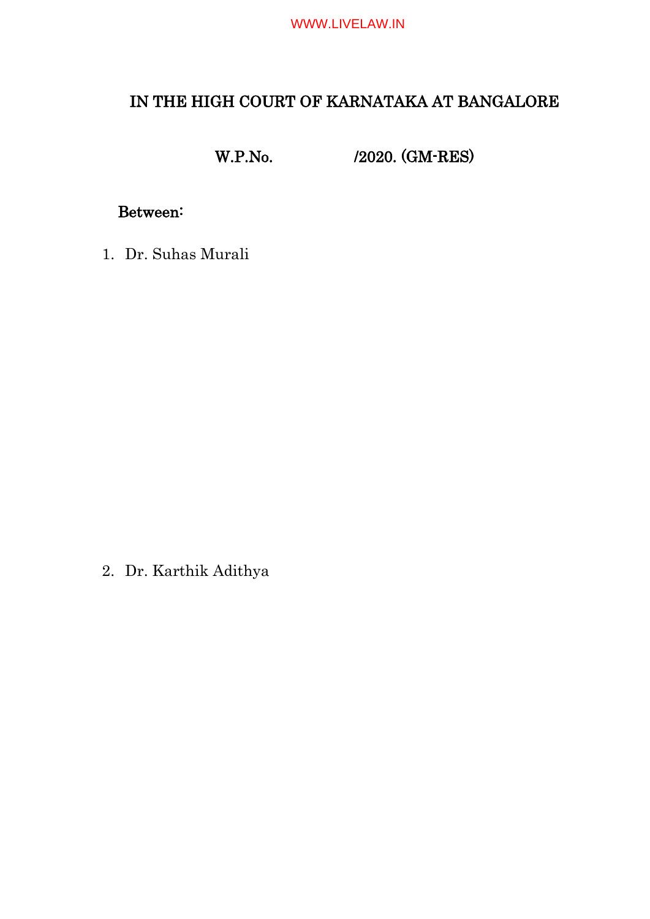# IN THE HIGH COURT OF KARNATAKA AT BANGALORE

W.P.No. /2020. (GM-RES)

**Between:**

1. Dr. Suhas Murali

2. Dr. Karthik Adithya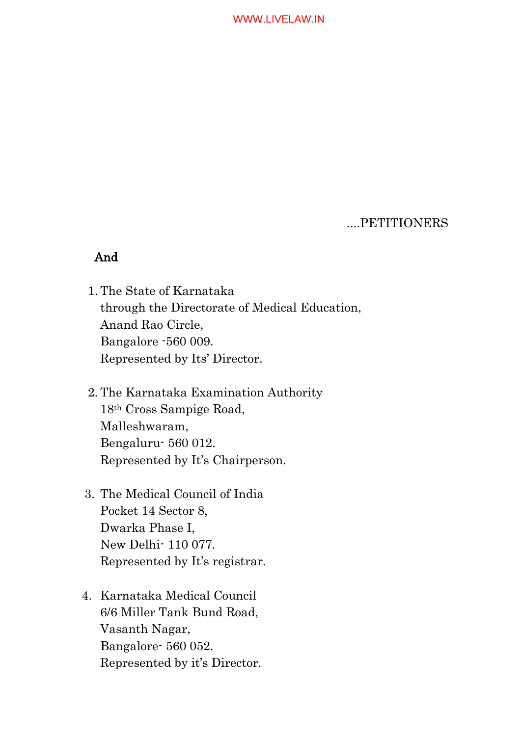....PETITIONERS

**And**

1. The State of Karnataka
   through the Directorate of Medical Education,
   Anand Rao Circle,
   Bangalore -560 009.
   Represented by Its' Director.

2. The Karnataka Examination Authority
   18th Cross Sampige Road,
   Malleshwaram,
   Bengaluru- 560 012.
   Represented by It's Chairperson.

3. The Medical Council of India
   Pocket 14 Sector 8,
   Dwarka Phase I,
   New Delhi- 110 077.
   Represented by It's registrar.

4. Karnataka Medical Council
   6/6 Miller Tank Bund Road,
   Vasanth Nagar,
   Bangalore- 560 052.
   Represented by it's Director.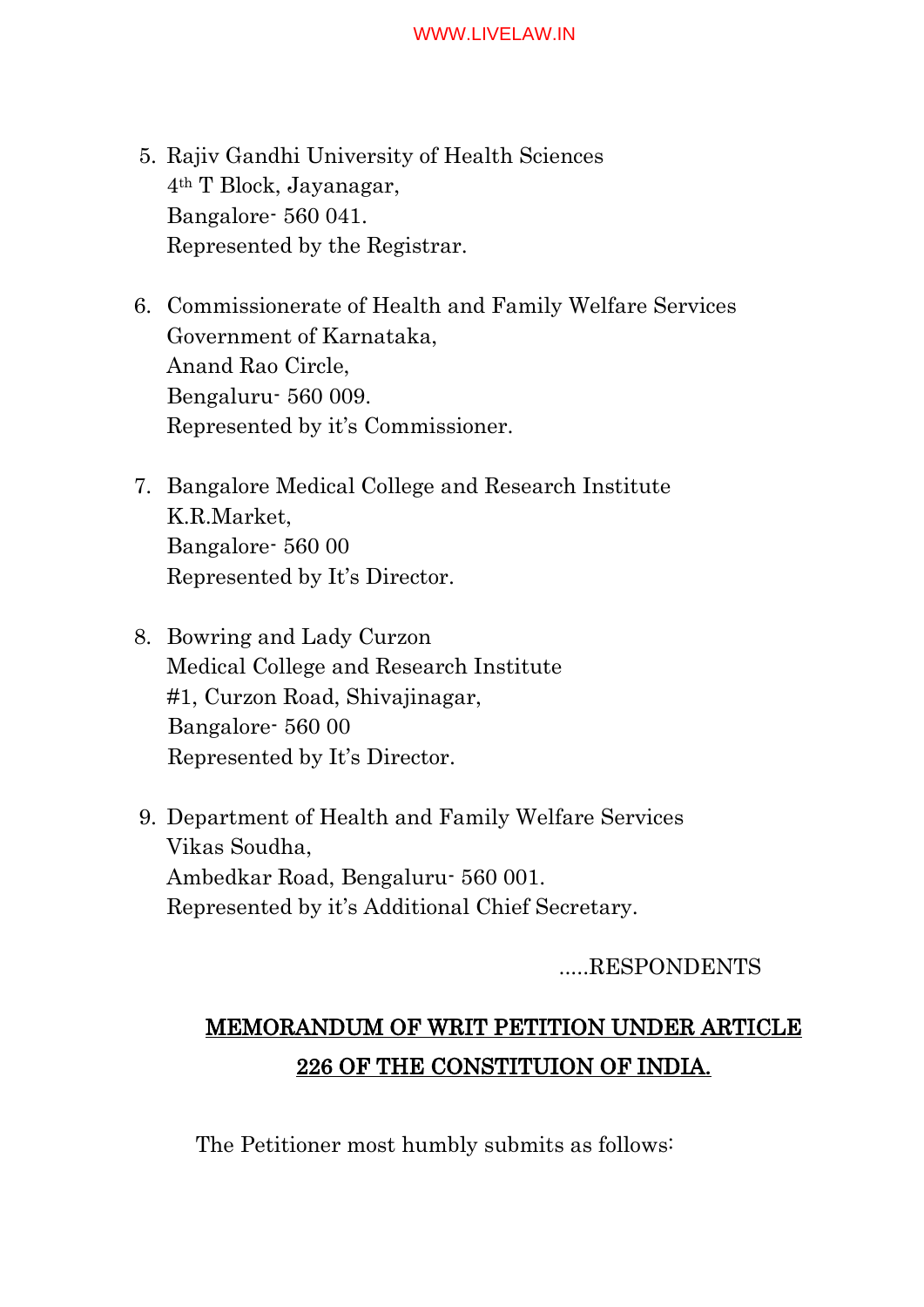5. Rajiv Gandhi University of Health Sciences
   4th T Block, Jayanagar,
   Bangalore- 560 041.
   Represented by the Registrar.

6. Commissionerate of Health and Family Welfare Services
   Government of Karnataka,
   Anand Rao Circle,
   Bengaluru- 560 009.
   Represented by it's Commissioner.

7. Bangalore Medical College and Research Institute
   K.R.Market,
   Bangalore- 560 00
   Represented by It's Director.

8. Bowring and Lady Curzon
   Medical College and Research Institute
   #1, Curzon Road, Shivajinagar,
   Bangalore- 560 00
   Represented by It's Director.

9. Department of Health and Family Welfare Services
   Vikas Soudha,
   Ambedkar Road, Bengaluru- 560 001.
   Represented by it's Additional Chief Secretary.

.....RESPONDENTS

**MEMORANDUM OF WRIT PETITION UNDER ARTICLE 226 OF THE CONSTITUION OF INDIA.**

The Petitioner most humbly submits as follows: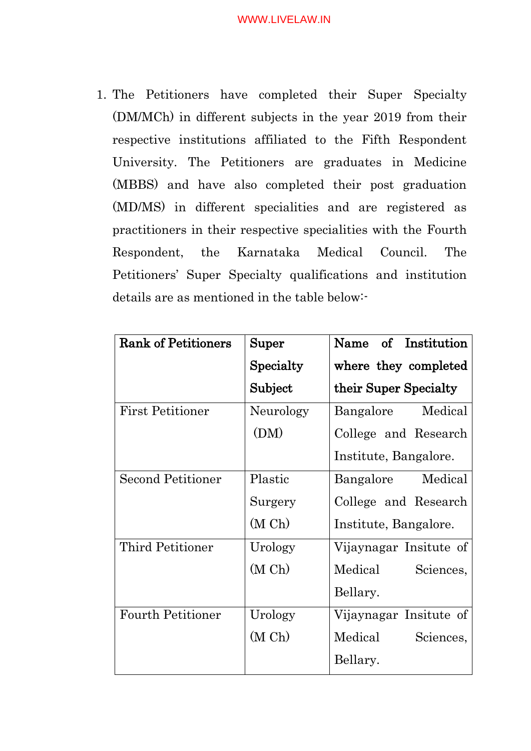1. The Petitioners have completed their Super Specialty (DM/MCh) in different subjects in the year 2019 from their respective institutions affiliated to the Fifth Respondent University. The Petitioners are graduates in Medicine (MBBS) and have also completed their post graduation (MD/MS) in different specialities and are registered as practitioners in their respective specialities with the Fourth Respondent, the Karnataka Medical Council. The Petitioners' Super Specialty qualifications and institution details are as mentioned in the table below:-

| **Rank of Petitioners** | **Super Specialty Subject** | **Name of Institution where they completed their Super Specialty** |
|---|---|---|
| First Petitioner | Neurology (DM) | Bangalore Medical College and Research Institute, Bangalore. |
| Second Petitioner | Plastic Surgery (M Ch) | Bangalore Medical College and Research Institute, Bangalore. |
| Third Petitioner | Urology (M Ch) | Vijaynagar Insitute of Medical Sciences, Bellary. |
| Fourth Petitioner | Urology (M Ch) | Vijaynagar Insitute of Medical Sciences, Bellary. |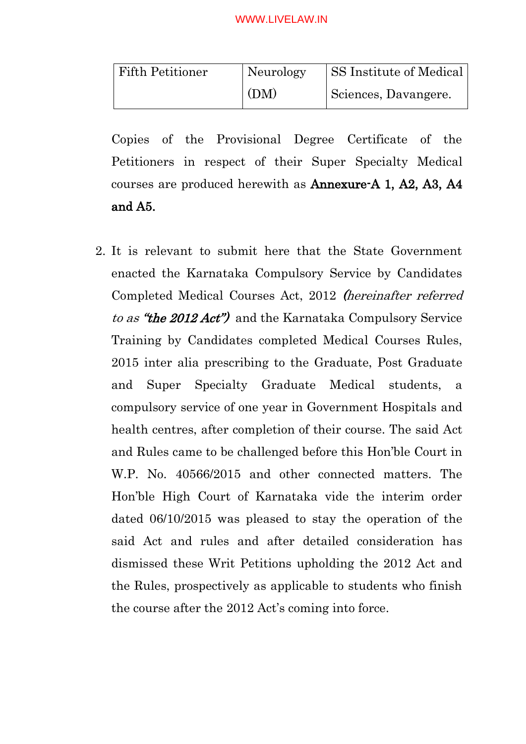| Fifth Petitioner | Neurology (DM) | SS Institute of Medical Sciences, Davangere. |
|---|---|---|

Copies of the Provisional Degree Certificate of the Petitioners in respect of their Super Specialty Medical courses are produced herewith as **Annexure-A 1, A2, A3, A4 and A5.**

2. It is relevant to submit here that the State Government enacted the Karnataka Compulsory Service by Candidates Completed Medical Courses Act, 2012 *(hereinafter referred to as "**the 2012 Act**")* and the Karnataka Compulsory Service Training by Candidates completed Medical Courses Rules, 2015 inter alia prescribing to the Graduate, Post Graduate and Super Specialty Graduate Medical students, a compulsory service of one year in Government Hospitals and health centres, after completion of their course. The said Act and Rules came to be challenged before this Hon'ble Court in W.P. No. 40566/2015 and other connected matters. The Hon'ble High Court of Karnataka vide the interim order dated 06/10/2015 was pleased to stay the operation of the said Act and rules and after detailed consideration has dismissed these Writ Petitions upholding the 2012 Act and the Rules, prospectively as applicable to students who finish the course after the 2012 Act's coming into force.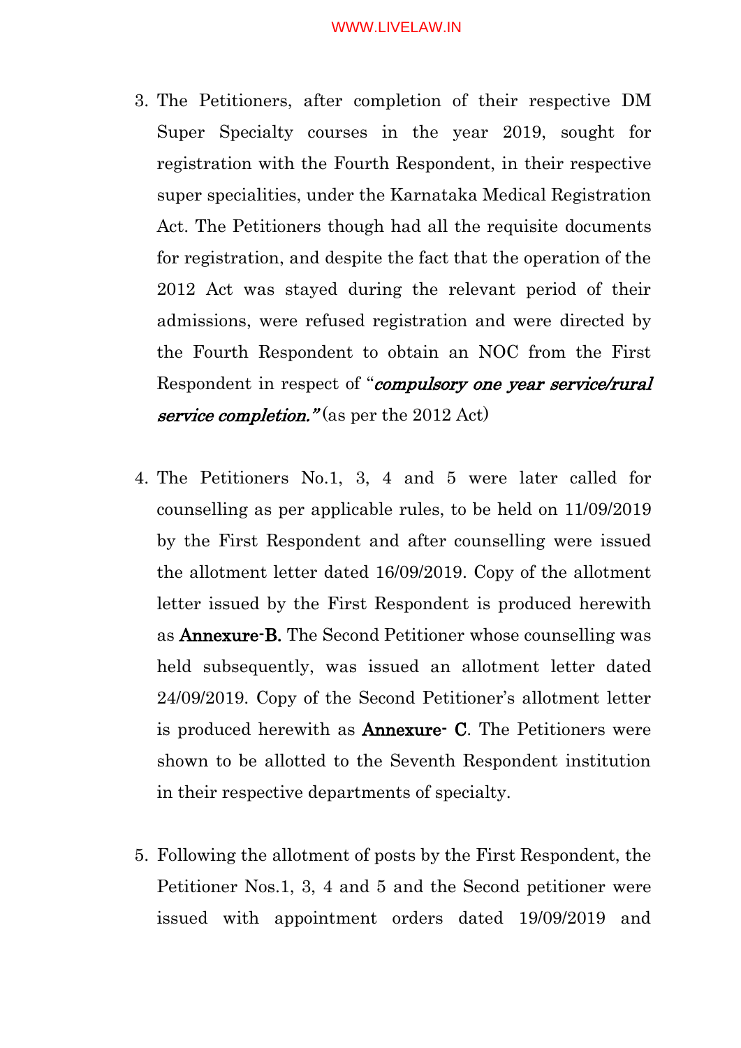3. The Petitioners, after completion of their respective DM Super Specialty courses in the year 2019, sought for registration with the Fourth Respondent, in their respective super specialities, under the Karnataka Medical Registration Act. The Petitioners though had all the requisite documents for registration, and despite the fact that the operation of the 2012 Act was stayed during the relevant period of their admissions, were refused registration and were directed by the Fourth Respondent to obtain an NOC from the First Respondent in respect of "***compulsory one year service/rural service completion."*** (as per the 2012 Act)

4. The Petitioners No.1, 3, 4 and 5 were later called for counselling as per applicable rules, to be held on 11/09/2019 by the First Respondent and after counselling were issued the allotment letter dated 16/09/2019. Copy of the allotment letter issued by the First Respondent is produced herewith as **Annexure-B.** The Second Petitioner whose counselling was held subsequently, was issued an allotment letter dated 24/09/2019. Copy of the Second Petitioner's allotment letter is produced herewith as **Annexure- C**. The Petitioners were shown to be allotted to the Seventh Respondent institution in their respective departments of specialty.

5. Following the allotment of posts by the First Respondent, the Petitioner Nos.1, 3, 4 and 5 and the Second petitioner were issued with appointment orders dated 19/09/2019 and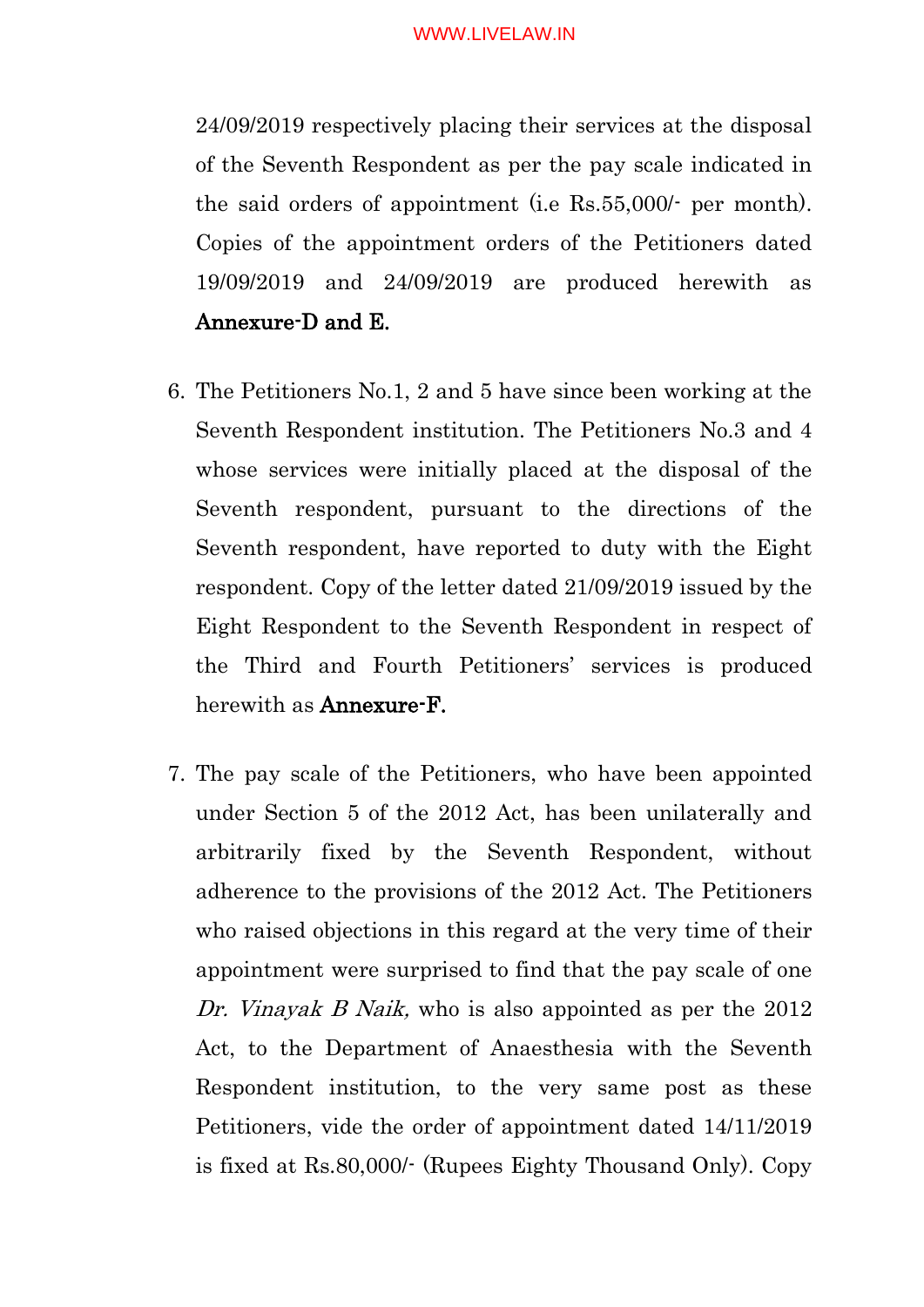24/09/2019 respectively placing their services at the disposal of the Seventh Respondent as per the pay scale indicated in the said orders of appointment (i.e Rs.55,000/- per month). Copies of the appointment orders of the Petitioners dated 19/09/2019 and 24/09/2019 are produced herewith as **Annexure-D and E.**

6. The Petitioners No.1, 2 and 5 have since been working at the Seventh Respondent institution. The Petitioners No.3 and 4 whose services were initially placed at the disposal of the Seventh respondent, pursuant to the directions of the Seventh respondent, have reported to duty with the Eight respondent. Copy of the letter dated 21/09/2019 issued by the Eight Respondent to the Seventh Respondent in respect of the Third and Fourth Petitioners' services is produced herewith as **Annexure-F.**

7. The pay scale of the Petitioners, who have been appointed under Section 5 of the 2012 Act, has been unilaterally and arbitrarily fixed by the Seventh Respondent, without adherence to the provisions of the 2012 Act. The Petitioners who raised objections in this regard at the very time of their appointment were surprised to find that the pay scale of one *Dr. Vinayak B Naik,* who is also appointed as per the 2012 Act, to the Department of Anaesthesia with the Seventh Respondent institution, to the very same post as these Petitioners, vide the order of appointment dated 14/11/2019 is fixed at Rs.80,000/- (Rupees Eighty Thousand Only). Copy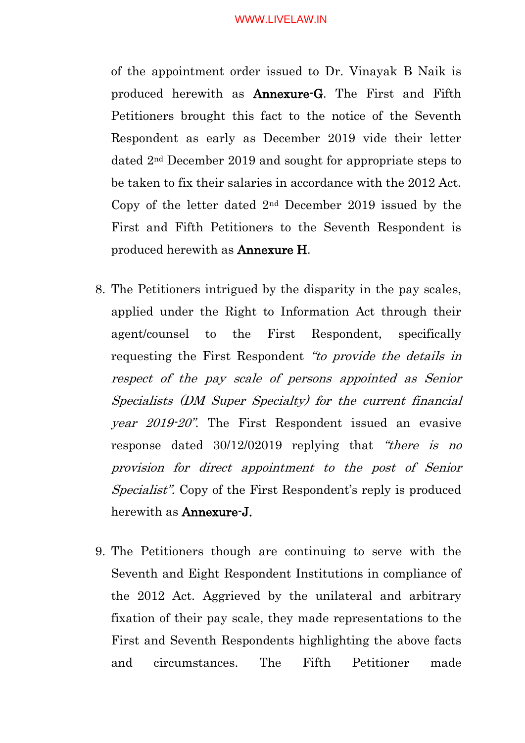of the appointment order issued to Dr. Vinayak B Naik is produced herewith as **Annexure-G**. The First and Fifth Petitioners brought this fact to the notice of the Seventh Respondent as early as December 2019 vide their letter dated 2nd December 2019 and sought for appropriate steps to be taken to fix their salaries in accordance with the 2012 Act. Copy of the letter dated 2nd December 2019 issued by the First and Fifth Petitioners to the Seventh Respondent is produced herewith as **Annexure H**.

8. The Petitioners intrigued by the disparity in the pay scales, applied under the Right to Information Act through their agent/counsel to the First Respondent, specifically requesting the First Respondent *"to provide the details in respect of the pay scale of persons appointed as Senior Specialists (DM Super Specialty) for the current financial year 2019-20"*. The First Respondent issued an evasive response dated 30/12/02019 replying that *"there is no provision for direct appointment to the post of Senior Specialist"*. Copy of the First Respondent's reply is produced herewith as **Annexure-J.**

9. The Petitioners though are continuing to serve with the Seventh and Eight Respondent Institutions in compliance of the 2012 Act. Aggrieved by the unilateral and arbitrary fixation of their pay scale, they made representations to the First and Seventh Respondents highlighting the above facts and circumstances. The Fifth Petitioner made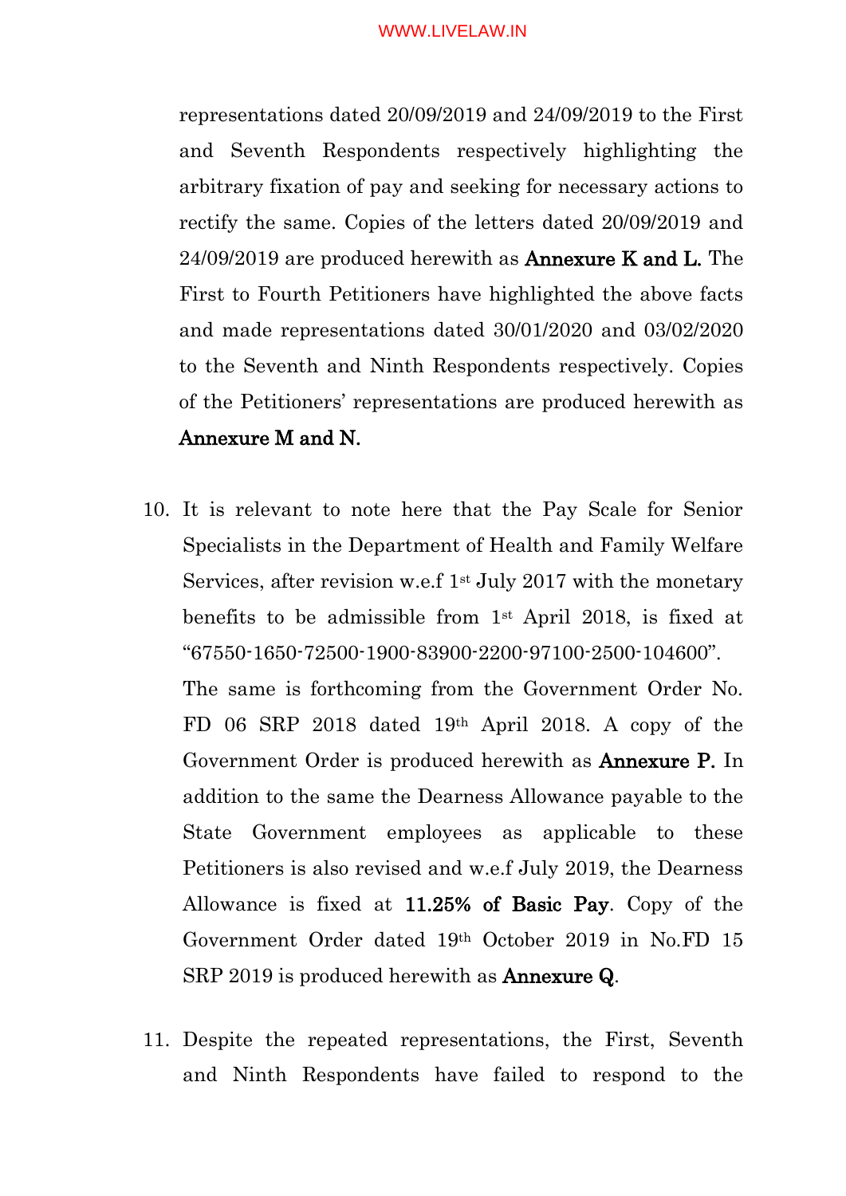representations dated 20/09/2019 and 24/09/2019 to the First and Seventh Respondents respectively highlighting the arbitrary fixation of pay and seeking for necessary actions to rectify the same. Copies of the letters dated 20/09/2019 and 24/09/2019 are produced herewith as **Annexure K and L.** The First to Fourth Petitioners have highlighted the above facts and made representations dated 30/01/2020 and 03/02/2020 to the Seventh and Ninth Respondents respectively. Copies of the Petitioners' representations are produced herewith as **Annexure M and N.**

10. It is relevant to note here that the Pay Scale for Senior Specialists in the Department of Health and Family Welfare Services, after revision w.e.f 1st July 2017 with the monetary benefits to be admissible from 1st April 2018, is fixed at "67550-1650-72500-1900-83900-2200-97100-2500-104600". The same is forthcoming from the Government Order No. FD 06 SRP 2018 dated 19th April 2018. A copy of the Government Order is produced herewith as **Annexure P.** In addition to the same the Dearness Allowance payable to the State Government employees as applicable to these Petitioners is also revised and w.e.f July 2019, the Dearness Allowance is fixed at **11.25% of Basic Pay**. Copy of the Government Order dated 19th October 2019 in No.FD 15 SRP 2019 is produced herewith as **Annexure Q**.

11. Despite the repeated representations, the First, Seventh and Ninth Respondents have failed to respond to the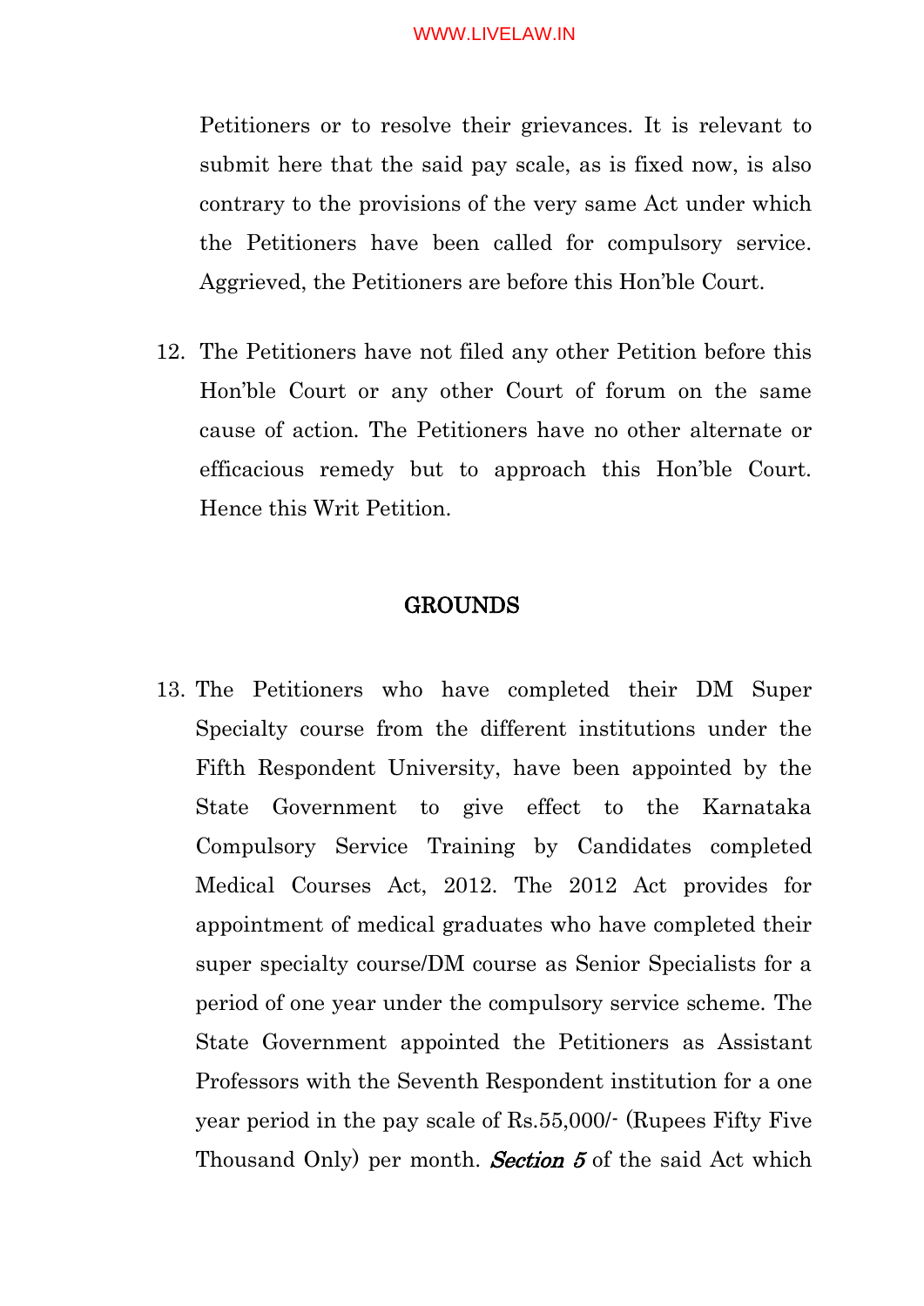Petitioners or to resolve their grievances. It is relevant to submit here that the said pay scale, as is fixed now, is also contrary to the provisions of the very same Act under which the Petitioners have been called for compulsory service. Aggrieved, the Petitioners are before this Hon'ble Court.

12. The Petitioners have not filed any other Petition before this Hon'ble Court or any other Court of forum on the same cause of action. The Petitioners have no other alternate or efficacious remedy but to approach this Hon'ble Court. Hence this Writ Petition.

## GROUNDS

13. The Petitioners who have completed their DM Super Specialty course from the different institutions under the Fifth Respondent University, have been appointed by the State Government to give effect to the Karnataka Compulsory Service Training by Candidates completed Medical Courses Act, 2012. The 2012 Act provides for appointment of medical graduates who have completed their super specialty course/DM course as Senior Specialists for a period of one year under the compulsory service scheme. The State Government appointed the Petitioners as Assistant Professors with the Seventh Respondent institution for a one year period in the pay scale of Rs.55,000/- (Rupees Fifty Five Thousand Only) per month. ***Section 5*** of the said Act which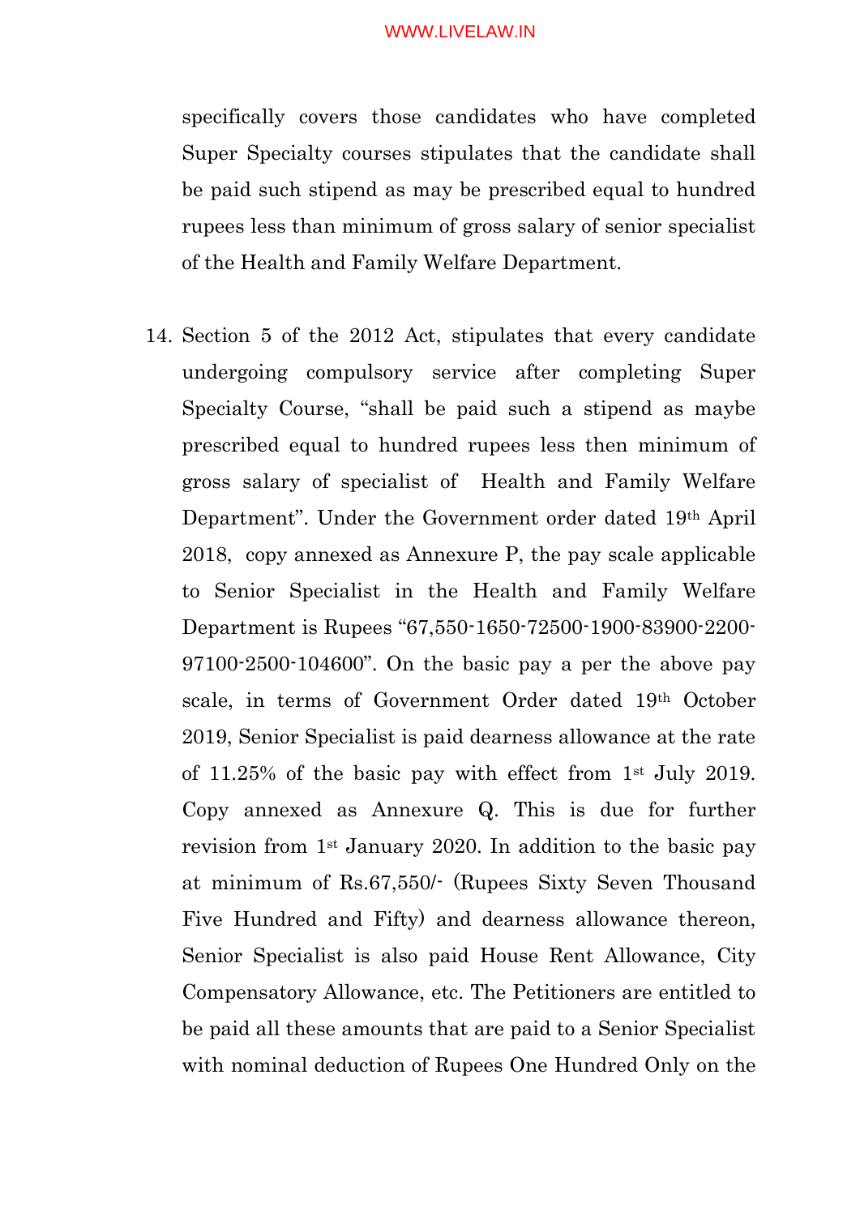specifically covers those candidates who have completed Super Specialty courses stipulates that the candidate shall be paid such stipend as may be prescribed equal to hundred rupees less than minimum of gross salary of senior specialist of the Health and Family Welfare Department.

14. Section 5 of the 2012 Act, stipulates that every candidate undergoing compulsory service after completing Super Specialty Course, "shall be paid such a stipend as maybe prescribed equal to hundred rupees less then minimum of gross salary of specialist of Health and Family Welfare Department". Under the Government order dated 19th April 2018, copy annexed as Annexure P, the pay scale applicable to Senior Specialist in the Health and Family Welfare Department is Rupees "67,550-1650-72500-1900-83900-2200-97100-2500-104600". On the basic pay a per the above pay scale, in terms of Government Order dated 19th October 2019, Senior Specialist is paid dearness allowance at the rate of 11.25% of the basic pay with effect from 1st July 2019. Copy annexed as Annexure Q. This is due for further revision from 1st January 2020. In addition to the basic pay at minimum of Rs.67,550/- (Rupees Sixty Seven Thousand Five Hundred and Fifty) and dearness allowance thereon, Senior Specialist is also paid House Rent Allowance, City Compensatory Allowance, etc. The Petitioners are entitled to be paid all these amounts that are paid to a Senior Specialist with nominal deduction of Rupees One Hundred Only on the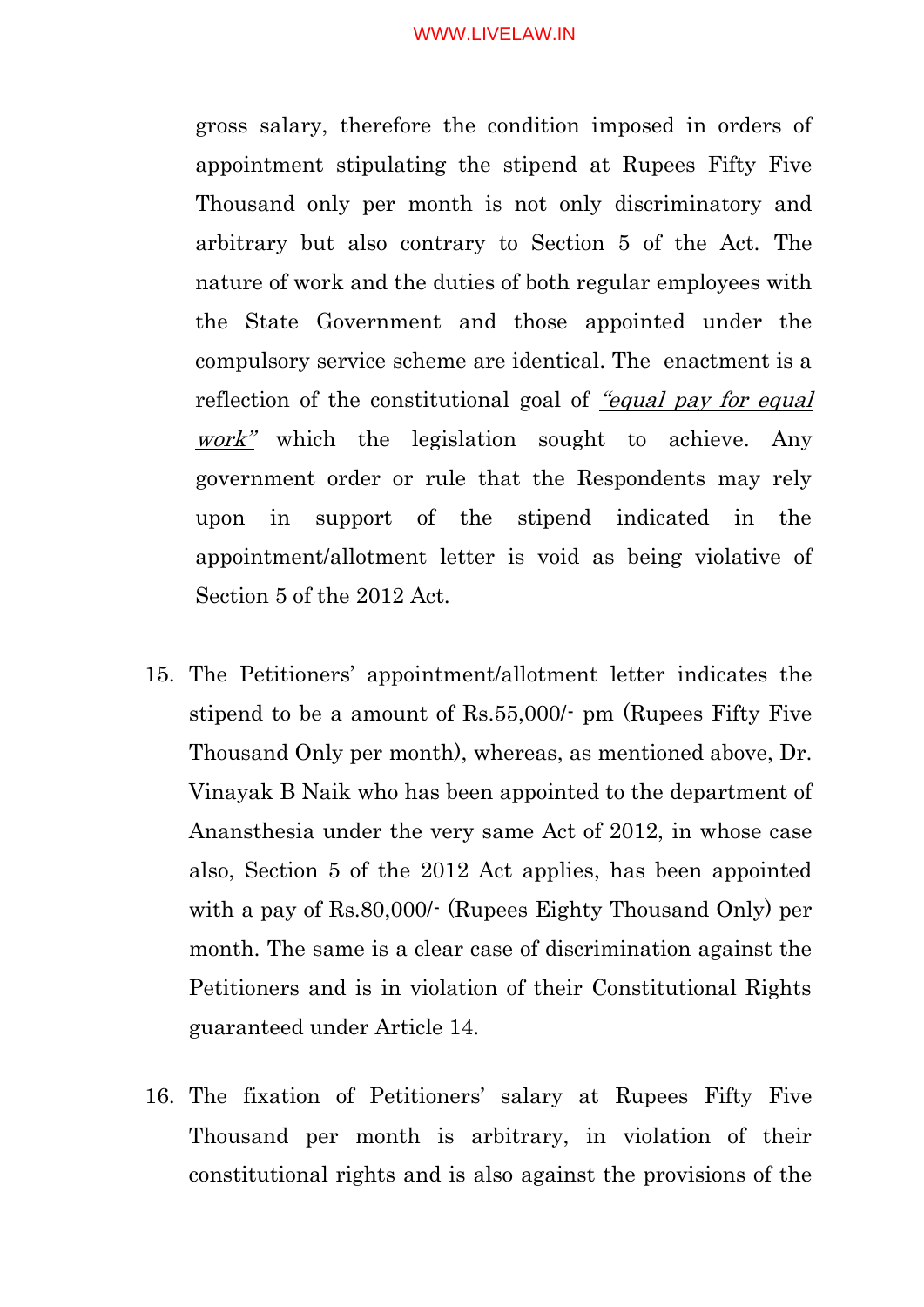gross salary, therefore the condition imposed in orders of appointment stipulating the stipend at Rupees Fifty Five Thousand only per month is not only discriminatory and arbitrary but also contrary to Section 5 of the Act. The nature of work and the duties of both regular employees with the State Government and those appointed under the compulsory service scheme are identical. The enactment is a reflection of the constitutional goal of *"equal pay for equal work"* which the legislation sought to achieve. Any government order or rule that the Respondents may rely upon in support of the stipend indicated in the appointment/allotment letter is void as being violative of Section 5 of the 2012 Act.

15. The Petitioners' appointment/allotment letter indicates the stipend to be a amount of Rs.55,000/- pm (Rupees Fifty Five Thousand Only per month), whereas, as mentioned above, Dr. Vinayak B Naik who has been appointed to the department of Anansthesia under the very same Act of 2012, in whose case also, Section 5 of the 2012 Act applies, has been appointed with a pay of Rs.80,000/- (Rupees Eighty Thousand Only) per month. The same is a clear case of discrimination against the Petitioners and is in violation of their Constitutional Rights guaranteed under Article 14.

16. The fixation of Petitioners' salary at Rupees Fifty Five Thousand per month is arbitrary, in violation of their constitutional rights and is also against the provisions of the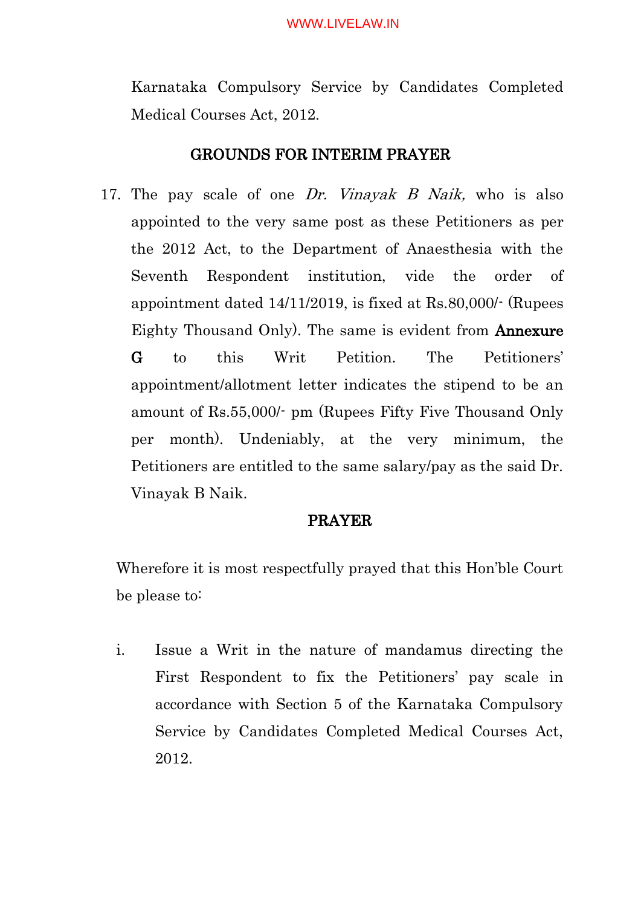Karnataka Compulsory Service by Candidates Completed Medical Courses Act, 2012.

## GROUNDS FOR INTERIM PRAYER

17. The pay scale of one *Dr. Vinayak B Naik,* who is also appointed to the very same post as these Petitioners as per the 2012 Act, to the Department of Anaesthesia with the Seventh Respondent institution, vide the order of appointment dated 14/11/2019, is fixed at Rs.80,000/- (Rupees Eighty Thousand Only). The same is evident from **Annexure G** to this Writ Petition. The Petitioners' appointment/allotment letter indicates the stipend to be an amount of Rs.55,000/- pm (Rupees Fifty Five Thousand Only per month). Undeniably, at the very minimum, the Petitioners are entitled to the same salary/pay as the said Dr. Vinayak B Naik.

## PRAYER

Wherefore it is most respectfully prayed that this Hon'ble Court be please to:

i. Issue a Writ in the nature of mandamus directing the First Respondent to fix the Petitioners' pay scale in accordance with Section 5 of the Karnataka Compulsory Service by Candidates Completed Medical Courses Act, 2012.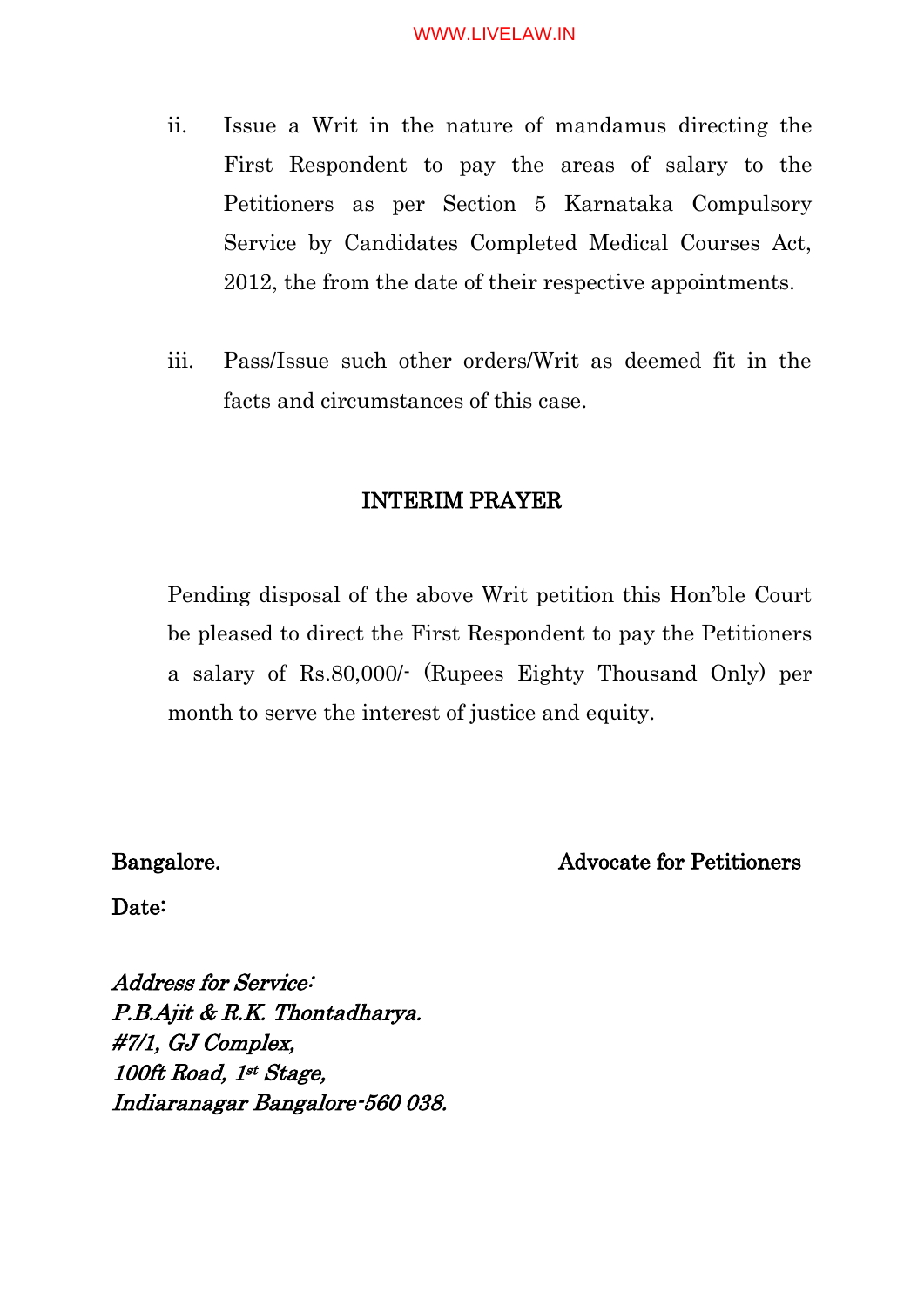ii. Issue a Writ in the nature of mandamus directing the First Respondent to pay the areas of salary to the Petitioners as per Section 5 Karnataka Compulsory Service by Candidates Completed Medical Courses Act, 2012, the from the date of their respective appointments.

iii. Pass/Issue such other orders/Writ as deemed fit in the facts and circumstances of this case.

**INTERIM PRAYER**

Pending disposal of the above Writ petition this Hon'ble Court be pleased to direct the First Respondent to pay the Petitioners a salary of Rs.80,000/- (Rupees Eighty Thousand Only) per month to serve the interest of justice and equity.

Bangalore. Advocate for Petitioners

Date:

*Address for Service:*
*P.B.Ajit & R.K. Thontadharya.*
*#7/1, GJ Complex,*
*100ft Road, 1st Stage,*
*Indiaranagar Bangalore-560 038.*